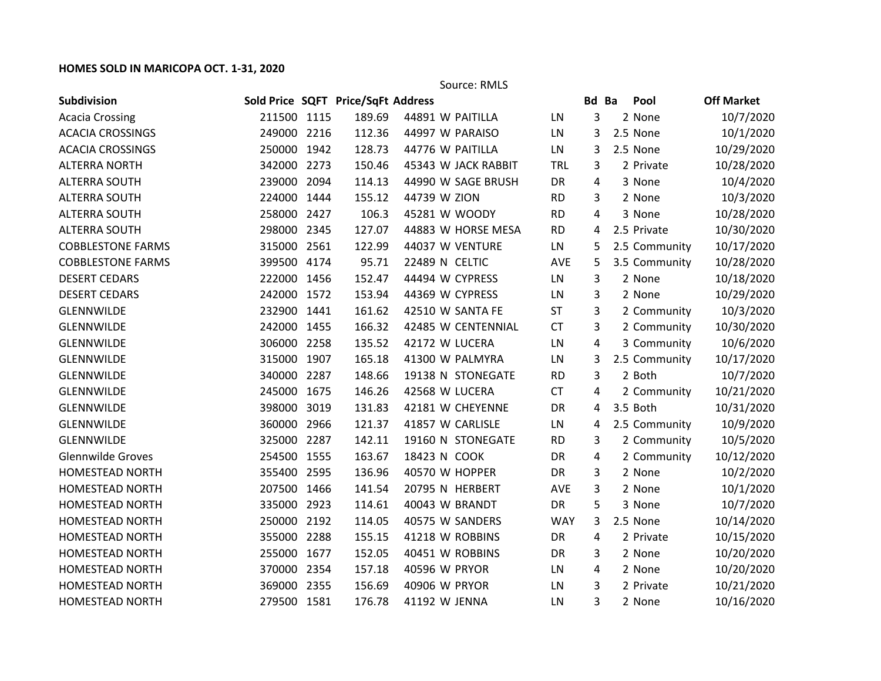**HOMES SOLD IN MARICOPA OCT. 1-31, 2020**

Source: RMLS

| Subdivision | Sold Price | SQFT | Price/SqFt | Address | | Bd | Ba | Pool | Off Market |
|---|---|---|---|---|---|---|---|---|---|
| Acacia Crossing | 211500 | 1115 | 189.69 | 44891 W PAITILLA | LN | 3 | 2 | None | 10/7/2020 |
| ACACIA CROSSINGS | 249000 | 2216 | 112.36 | 44997 W PARAISO | LN | 3 | 2.5 | None | 10/1/2020 |
| ACACIA CROSSINGS | 250000 | 1942 | 128.73 | 44776 W PAITILLA | LN | 3 | 2.5 | None | 10/29/2020 |
| ALTERRA NORTH | 342000 | 2273 | 150.46 | 45343 W JACK RABBIT | TRL | 3 | 2 | Private | 10/28/2020 |
| ALTERRA SOUTH | 239000 | 2094 | 114.13 | 44990 W SAGE BRUSH | DR | 4 | 3 | None | 10/4/2020 |
| ALTERRA SOUTH | 224000 | 1444 | 155.12 | 44739 W ZION | RD | 3 | 2 | None | 10/3/2020 |
| ALTERRA SOUTH | 258000 | 2427 | 106.3 | 45281 W WOODY | RD | 4 | 3 | None | 10/28/2020 |
| ALTERRA SOUTH | 298000 | 2345 | 127.07 | 44883 W HORSE MESA | RD | 4 | 2.5 | Private | 10/30/2020 |
| COBBLESTONE FARMS | 315000 | 2561 | 122.99 | 44037 W VENTURE | LN | 5 | 2.5 | Community | 10/17/2020 |
| COBBLESTONE FARMS | 399500 | 4174 | 95.71 | 22489 N CELTIC | AVE | 5 | 3.5 | Community | 10/28/2020 |
| DESERT CEDARS | 222000 | 1456 | 152.47 | 44494 W CYPRESS | LN | 3 | 2 | None | 10/18/2020 |
| DESERT CEDARS | 242000 | 1572 | 153.94 | 44369 W CYPRESS | LN | 3 | 2 | None | 10/29/2020 |
| GLENNWILDE | 232900 | 1441 | 161.62 | 42510 W SANTA FE | ST | 3 | 2 | Community | 10/3/2020 |
| GLENNWILDE | 242000 | 1455 | 166.32 | 42485 W CENTENNIAL | CT | 3 | 2 | Community | 10/30/2020 |
| GLENNWILDE | 306000 | 2258 | 135.52 | 42172 W LUCERA | LN | 4 | 3 | Community | 10/6/2020 |
| GLENNWILDE | 315000 | 1907 | 165.18 | 41300 W PALMYRA | LN | 3 | 2.5 | Community | 10/17/2020 |
| GLENNWILDE | 340000 | 2287 | 148.66 | 19138 N STONEGATE | RD | 3 | 2 | Both | 10/7/2020 |
| GLENNWILDE | 245000 | 1675 | 146.26 | 42568 W LUCERA | CT | 4 | 2 | Community | 10/21/2020 |
| GLENNWILDE | 398000 | 3019 | 131.83 | 42181 W CHEYENNE | DR | 4 | 3.5 | Both | 10/31/2020 |
| GLENNWILDE | 360000 | 2966 | 121.37 | 41857 W CARLISLE | LN | 4 | 2.5 | Community | 10/9/2020 |
| GLENNWILDE | 325000 | 2287 | 142.11 | 19160 N STONEGATE | RD | 3 | 2 | Community | 10/5/2020 |
| Glennwilde Groves | 254500 | 1555 | 163.67 | 18423 N COOK | DR | 4 | 2 | Community | 10/12/2020 |
| HOMESTEAD NORTH | 355400 | 2595 | 136.96 | 40570 W HOPPER | DR | 3 | 2 | None | 10/2/2020 |
| HOMESTEAD NORTH | 207500 | 1466 | 141.54 | 20795 N HERBERT | AVE | 3 | 2 | None | 10/1/2020 |
| HOMESTEAD NORTH | 335000 | 2923 | 114.61 | 40043 W BRANDT | DR | 5 | 3 | None | 10/7/2020 |
| HOMESTEAD NORTH | 250000 | 2192 | 114.05 | 40575 W SANDERS | WAY | 3 | 2.5 | None | 10/14/2020 |
| HOMESTEAD NORTH | 355000 | 2288 | 155.15 | 41218 W ROBBINS | DR | 4 | 2 | Private | 10/15/2020 |
| HOMESTEAD NORTH | 255000 | 1677 | 152.05 | 40451 W ROBBINS | DR | 3 | 2 | None | 10/20/2020 |
| HOMESTEAD NORTH | 370000 | 2354 | 157.18 | 40596 W PRYOR | LN | 4 | 2 | None | 10/20/2020 |
| HOMESTEAD NORTH | 369000 | 2355 | 156.69 | 40906 W PRYOR | LN | 3 | 2 | Private | 10/21/2020 |
| HOMESTEAD NORTH | 279500 | 1581 | 176.78 | 41192 W JENNA | LN | 3 | 2 | None | 10/16/2020 |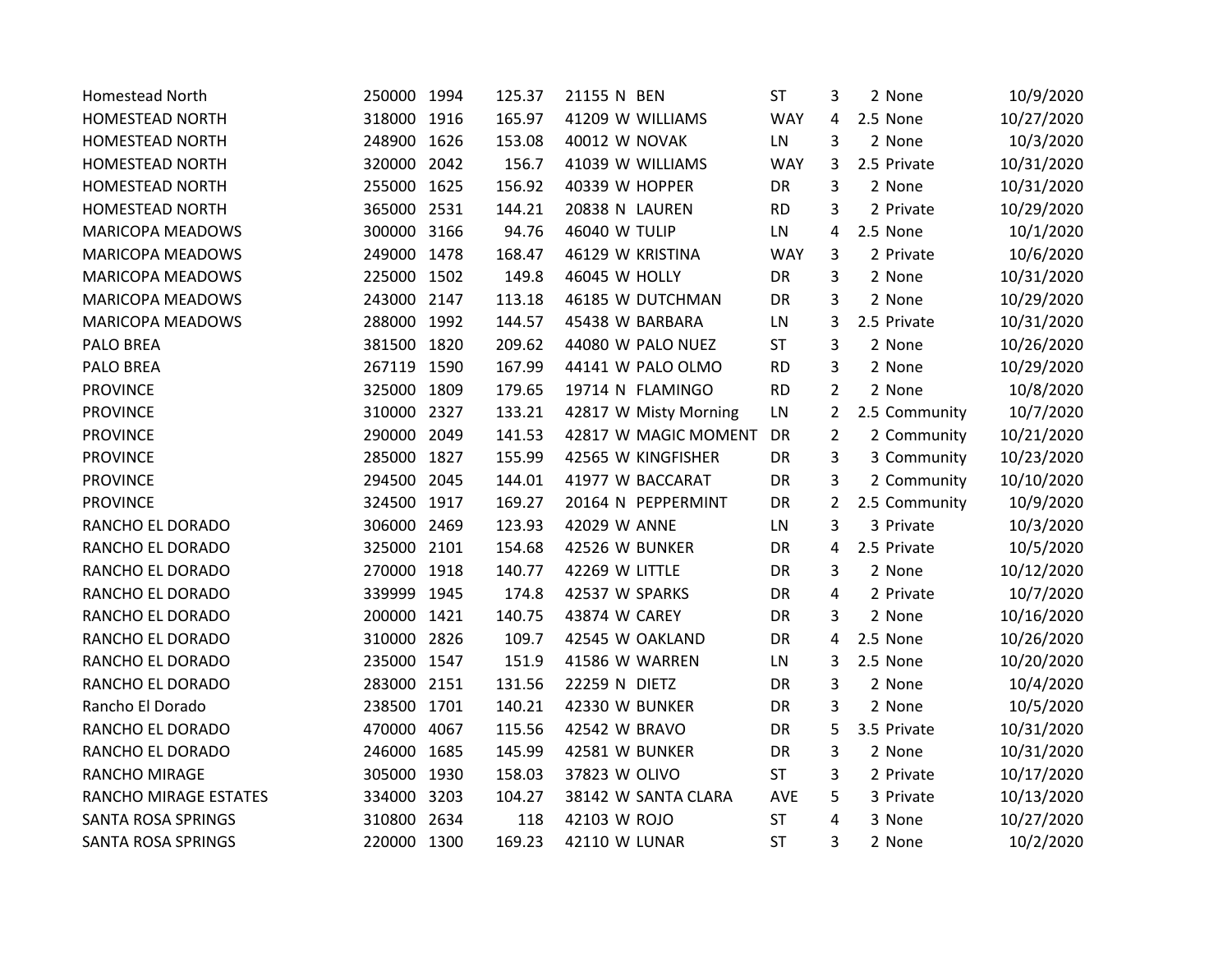| | | | | | | | | | | | |
|---|---|---|---|---|---|---|---|---|---|---|---|
| Homestead North | 250000 | 1994 | 125.37 | 21155 | N | BEN | ST | 3 | 2 | None | 10/9/2020 |
| HOMESTEAD NORTH | 318000 | 1916 | 165.97 | 41209 | W | WILLIAMS | WAY | 4 | 2.5 | None | 10/27/2020 |
| HOMESTEAD NORTH | 248900 | 1626 | 153.08 | 40012 | W | NOVAK | LN | 3 | 2 | None | 10/3/2020 |
| HOMESTEAD NORTH | 320000 | 2042 | 156.7 | 41039 | W | WILLIAMS | WAY | 3 | 2.5 | Private | 10/31/2020 |
| HOMESTEAD NORTH | 255000 | 1625 | 156.92 | 40339 | W | HOPPER | DR | 3 | 2 | None | 10/31/2020 |
| HOMESTEAD NORTH | 365000 | 2531 | 144.21 | 20838 | N | LAUREN | RD | 3 | 2 | Private | 10/29/2020 |
| MARICOPA MEADOWS | 300000 | 3166 | 94.76 | 46040 | W | TULIP | LN | 4 | 2.5 | None | 10/1/2020 |
| MARICOPA MEADOWS | 249000 | 1478 | 168.47 | 46129 | W | KRISTINA | WAY | 3 | 2 | Private | 10/6/2020 |
| MARICOPA MEADOWS | 225000 | 1502 | 149.8 | 46045 | W | HOLLY | DR | 3 | 2 | None | 10/31/2020 |
| MARICOPA MEADOWS | 243000 | 2147 | 113.18 | 46185 | W | DUTCHMAN | DR | 3 | 2 | None | 10/29/2020 |
| MARICOPA MEADOWS | 288000 | 1992 | 144.57 | 45438 | W | BARBARA | LN | 3 | 2.5 | Private | 10/31/2020 |
| PALO BREA | 381500 | 1820 | 209.62 | 44080 | W | PALO NUEZ | ST | 3 | 2 | None | 10/26/2020 |
| PALO BREA | 267119 | 1590 | 167.99 | 44141 | W | PALO OLMO | RD | 3 | 2 | None | 10/29/2020 |
| PROVINCE | 325000 | 1809 | 179.65 | 19714 | N | FLAMINGO | RD | 2 | 2 | None | 10/8/2020 |
| PROVINCE | 310000 | 2327 | 133.21 | 42817 | W | Misty Morning | LN | 2 | 2.5 | Community | 10/7/2020 |
| PROVINCE | 290000 | 2049 | 141.53 | 42817 | W | MAGIC MOMENT | DR | 2 | 2 | Community | 10/21/2020 |
| PROVINCE | 285000 | 1827 | 155.99 | 42565 | W | KINGFISHER | DR | 3 | 3 | Community | 10/23/2020 |
| PROVINCE | 294500 | 2045 | 144.01 | 41977 | W | BACCARAT | DR | 3 | 2 | Community | 10/10/2020 |
| PROVINCE | 324500 | 1917 | 169.27 | 20164 | N | PEPPERMINT | DR | 2 | 2.5 | Community | 10/9/2020 |
| RANCHO EL DORADO | 306000 | 2469 | 123.93 | 42029 | W | ANNE | LN | 3 | 3 | Private | 10/3/2020 |
| RANCHO EL DORADO | 325000 | 2101 | 154.68 | 42526 | W | BUNKER | DR | 4 | 2.5 | Private | 10/5/2020 |
| RANCHO EL DORADO | 270000 | 1918 | 140.77 | 42269 | W | LITTLE | DR | 3 | 2 | None | 10/12/2020 |
| RANCHO EL DORADO | 339999 | 1945 | 174.8 | 42537 | W | SPARKS | DR | 4 | 2 | Private | 10/7/2020 |
| RANCHO EL DORADO | 200000 | 1421 | 140.75 | 43874 | W | CAREY | DR | 3 | 2 | None | 10/16/2020 |
| RANCHO EL DORADO | 310000 | 2826 | 109.7 | 42545 | W | OAKLAND | DR | 4 | 2.5 | None | 10/26/2020 |
| RANCHO EL DORADO | 235000 | 1547 | 151.9 | 41586 | W | WARREN | LN | 3 | 2.5 | None | 10/20/2020 |
| RANCHO EL DORADO | 283000 | 2151 | 131.56 | 22259 | N | DIETZ | DR | 3 | 2 | None | 10/4/2020 |
| Rancho El Dorado | 238500 | 1701 | 140.21 | 42330 | W | BUNKER | DR | 3 | 2 | None | 10/5/2020 |
| RANCHO EL DORADO | 470000 | 4067 | 115.56 | 42542 | W | BRAVO | DR | 5 | 3.5 | Private | 10/31/2020 |
| RANCHO EL DORADO | 246000 | 1685 | 145.99 | 42581 | W | BUNKER | DR | 3 | 2 | None | 10/31/2020 |
| RANCHO MIRAGE | 305000 | 1930 | 158.03 | 37823 | W | OLIVO | ST | 3 | 2 | Private | 10/17/2020 |
| RANCHO MIRAGE ESTATES | 334000 | 3203 | 104.27 | 38142 | W | SANTA CLARA | AVE | 5 | 3 | Private | 10/13/2020 |
| SANTA ROSA SPRINGS | 310800 | 2634 | 118 | 42103 | W | ROJO | ST | 4 | 3 | None | 10/27/2020 |
| SANTA ROSA SPRINGS | 220000 | 1300 | 169.23 | 42110 | W | LUNAR | ST | 3 | 2 | None | 10/2/2020 |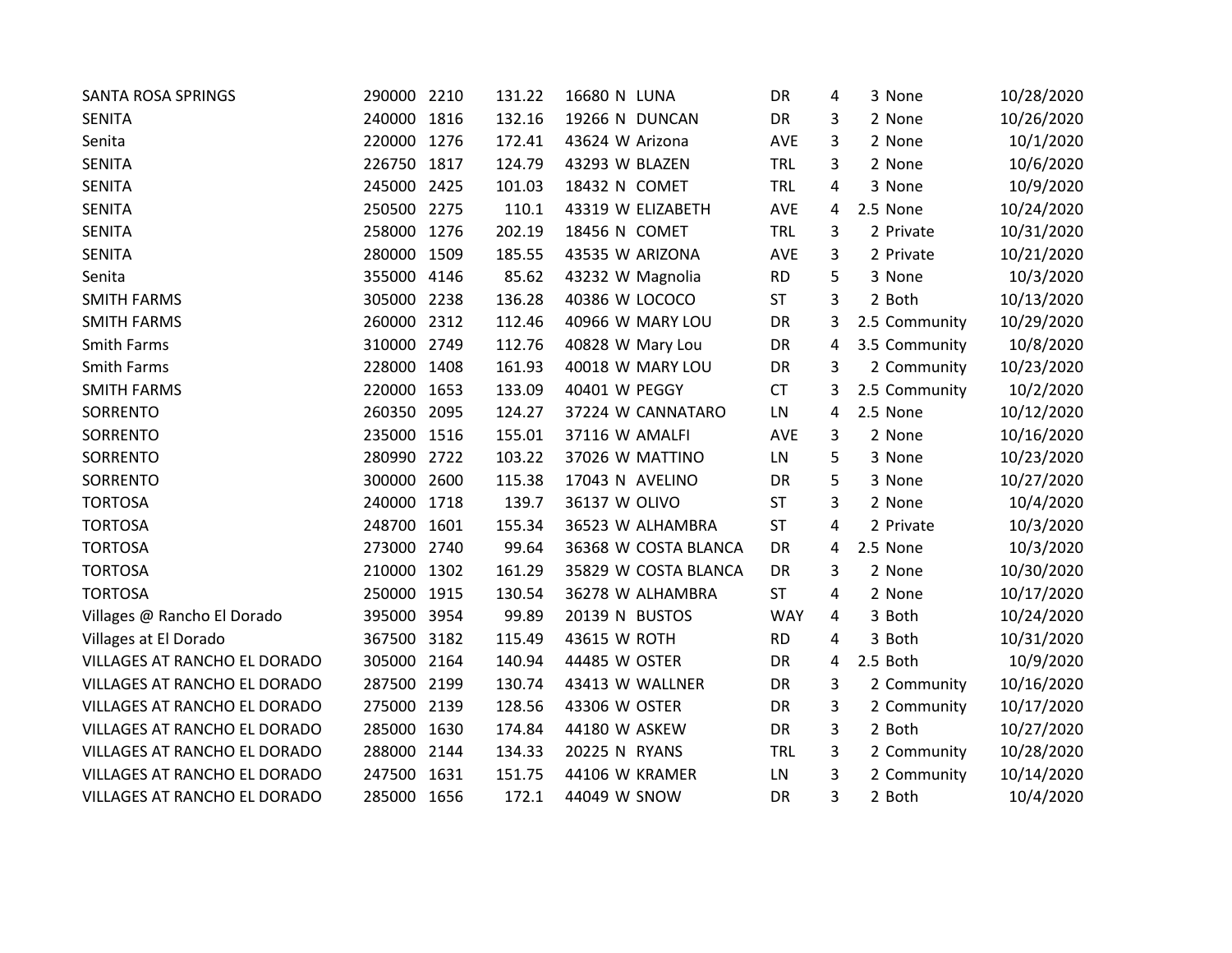| | | | | | | | | | | | |
|---|---|---|---|---|---|---|---|---|---|---|---|
| SANTA ROSA SPRINGS | 290000 | 2210 | 131.22 | 16680 | N | LUNA | DR | 4 | 3 | None | 10/28/2020 |
| SENITA | 240000 | 1816 | 132.16 | 19266 | N | DUNCAN | DR | 3 | 2 | None | 10/26/2020 |
| Senita | 220000 | 1276 | 172.41 | 43624 | W | Arizona | AVE | 3 | 2 | None | 10/1/2020 |
| SENITA | 226750 | 1817 | 124.79 | 43293 | W | BLAZEN | TRL | 3 | 2 | None | 10/6/2020 |
| SENITA | 245000 | 2425 | 101.03 | 18432 | N | COMET | TRL | 4 | 3 | None | 10/9/2020 |
| SENITA | 250500 | 2275 | 110.1 | 43319 | W | ELIZABETH | AVE | 4 | 2.5 | None | 10/24/2020 |
| SENITA | 258000 | 1276 | 202.19 | 18456 | N | COMET | TRL | 3 | 2 | Private | 10/31/2020 |
| SENITA | 280000 | 1509 | 185.55 | 43535 | W | ARIZONA | AVE | 3 | 2 | Private | 10/21/2020 |
| Senita | 355000 | 4146 | 85.62 | 43232 | W | Magnolia | RD | 5 | 3 | None | 10/3/2020 |
| SMITH FARMS | 305000 | 2238 | 136.28 | 40386 | W | LOCOCO | ST | 3 | 2 | Both | 10/13/2020 |
| SMITH FARMS | 260000 | 2312 | 112.46 | 40966 | W | MARY LOU | DR | 3 | 2.5 | Community | 10/29/2020 |
| Smith Farms | 310000 | 2749 | 112.76 | 40828 | W | Mary Lou | DR | 4 | 3.5 | Community | 10/8/2020 |
| Smith Farms | 228000 | 1408 | 161.93 | 40018 | W | MARY LOU | DR | 3 | 2 | Community | 10/23/2020 |
| SMITH FARMS | 220000 | 1653 | 133.09 | 40401 | W | PEGGY | CT | 3 | 2.5 | Community | 10/2/2020 |
| SORRENTO | 260350 | 2095 | 124.27 | 37224 | W | CANNATARO | LN | 4 | 2.5 | None | 10/12/2020 |
| SORRENTO | 235000 | 1516 | 155.01 | 37116 | W | AMALFI | AVE | 3 | 2 | None | 10/16/2020 |
| SORRENTO | 280990 | 2722 | 103.22 | 37026 | W | MATTINO | LN | 5 | 3 | None | 10/23/2020 |
| SORRENTO | 300000 | 2600 | 115.38 | 17043 | N | AVELINO | DR | 5 | 3 | None | 10/27/2020 |
| TORTOSA | 240000 | 1718 | 139.7 | 36137 | W | OLIVO | ST | 3 | 2 | None | 10/4/2020 |
| TORTOSA | 248700 | 1601 | 155.34 | 36523 | W | ALHAMBRA | ST | 4 | 2 | Private | 10/3/2020 |
| TORTOSA | 273000 | 2740 | 99.64 | 36368 | W | COSTA BLANCA | DR | 4 | 2.5 | None | 10/3/2020 |
| TORTOSA | 210000 | 1302 | 161.29 | 35829 | W | COSTA BLANCA | DR | 3 | 2 | None | 10/30/2020 |
| TORTOSA | 250000 | 1915 | 130.54 | 36278 | W | ALHAMBRA | ST | 4 | 2 | None | 10/17/2020 |
| Villages @ Rancho El Dorado | 395000 | 3954 | 99.89 | 20139 | N | BUSTOS | WAY | 4 | 3 | Both | 10/24/2020 |
| Villages at El Dorado | 367500 | 3182 | 115.49 | 43615 | W | ROTH | RD | 4 | 3 | Both | 10/31/2020 |
| VILLAGES AT RANCHO EL DORADO | 305000 | 2164 | 140.94 | 44485 | W | OSTER | DR | 4 | 2.5 | Both | 10/9/2020 |
| VILLAGES AT RANCHO EL DORADO | 287500 | 2199 | 130.74 | 43413 | W | WALLNER | DR | 3 | 2 | Community | 10/16/2020 |
| VILLAGES AT RANCHO EL DORADO | 275000 | 2139 | 128.56 | 43306 | W | OSTER | DR | 3 | 2 | Community | 10/17/2020 |
| VILLAGES AT RANCHO EL DORADO | 285000 | 1630 | 174.84 | 44180 | W | ASKEW | DR | 3 | 2 | Both | 10/27/2020 |
| VILLAGES AT RANCHO EL DORADO | 288000 | 2144 | 134.33 | 20225 | N | RYANS | TRL | 3 | 2 | Community | 10/28/2020 |
| VILLAGES AT RANCHO EL DORADO | 247500 | 1631 | 151.75 | 44106 | W | KRAMER | LN | 3 | 2 | Community | 10/14/2020 |
| VILLAGES AT RANCHO EL DORADO | 285000 | 1656 | 172.1 | 44049 | W | SNOW | DR | 3 | 2 | Both | 10/4/2020 |